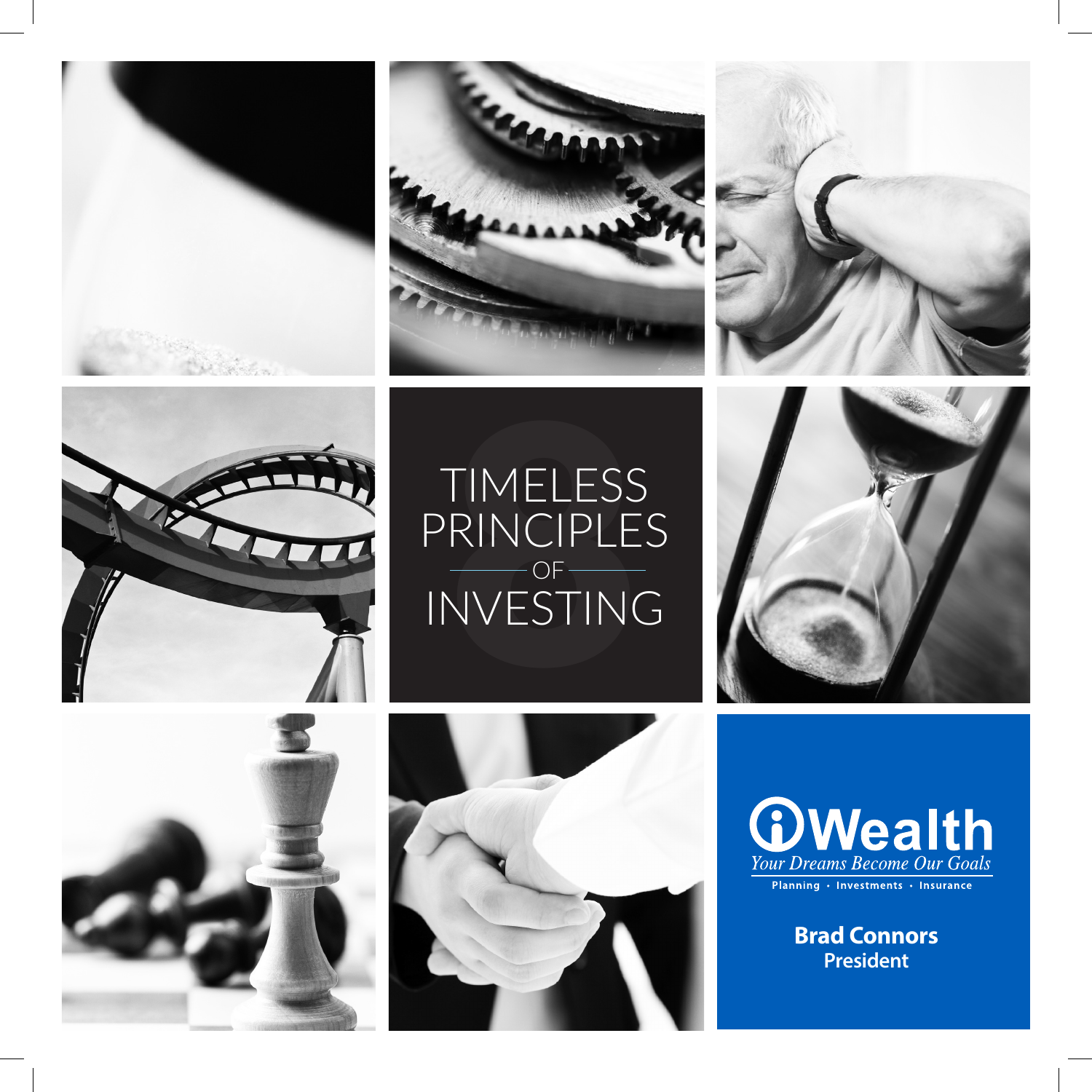# TIMELESS PRINCIPLES OF INVESTING

**iWealth**

*Your Dreams Become Our Goals*

Planning • Investments • Insurance

**Brad Connors**
**President**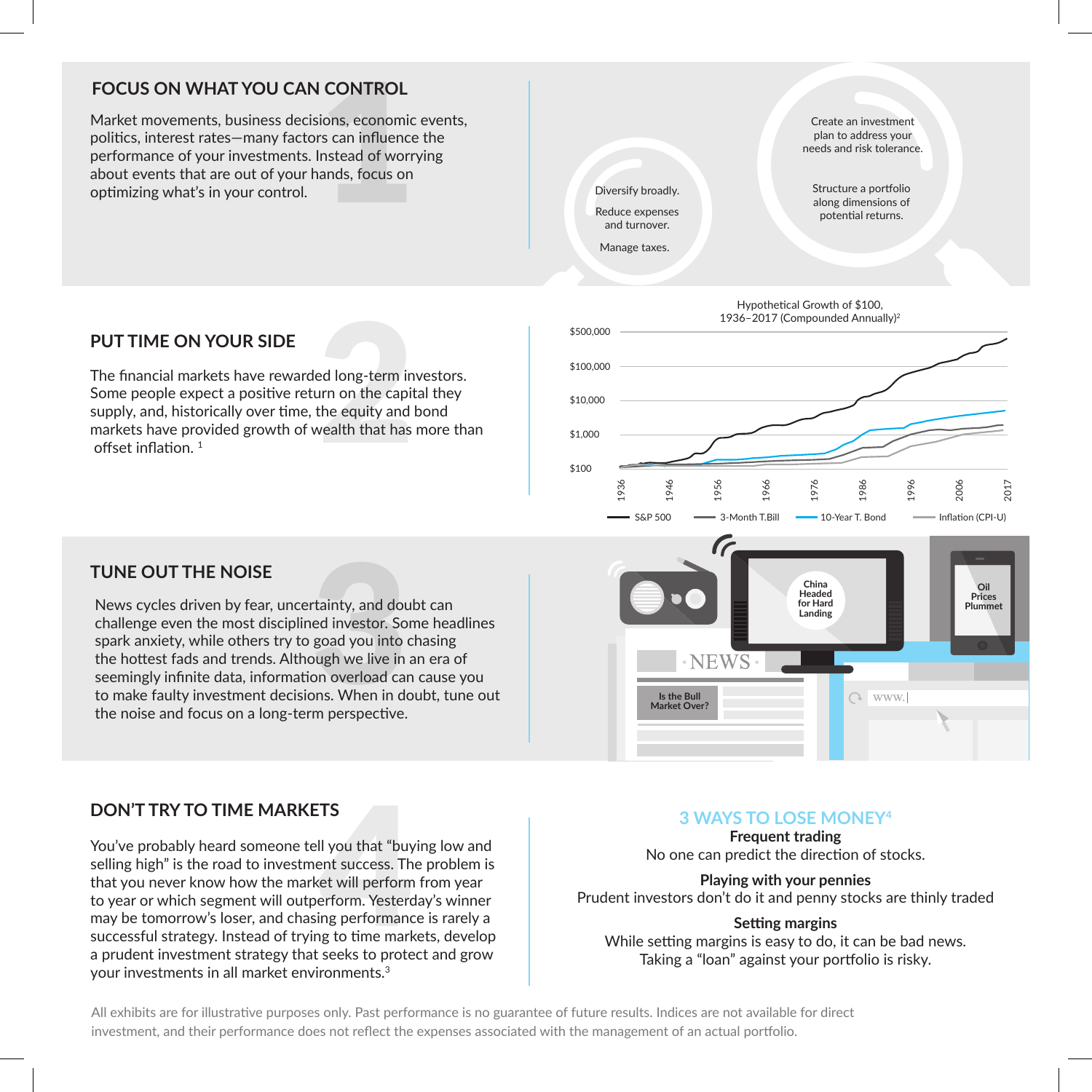## FOCUS ON WHAT YOU CAN CONTROL

Market movements, business decisions, economic events, politics, interest rates—many factors can influence the performance of your investments. Instead of worrying about events that are out of your hands, focus on optimizing what's in your control.

Create an investment plan to address your needs and risk tolerance.

Structure a portfolio along dimensions of potential returns.

Diversify broadly.

Reduce expenses and turnover.

Manage taxes.

## PUT TIME ON YOUR SIDE

The financial markets have rewarded long-term investors. Some people expect a positive return on the capital they supply, and, historically over time, the equity and bond markets have provided growth of wealth that has more than offset inflation. [1]

Hypothetical Growth of $100, 1936–2017 (Compounded Annually)[2]

$500,000 | $100,000 | $10,000 | $1,000 | $100

1936 | 1946 | 1956 | 1966 | 1976 | 1986 | 1996 | 2006 | 2017

S&P 500 | 3-Month T.Bill | 10-Year T. Bond | Inflation (CPI-U)

## TUNE OUT THE NOISE

News cycles driven by fear, uncertainty, and doubt can challenge even the most disciplined investor. Some headlines spark anxiety, while others try to goad you into chasing the hottest fads and trends. Although we live in an era of seemingly infinite data, information overload can cause you to make faulty investment decisions. When in doubt, tune out the noise and focus on a long-term perspective.

China Headed for Hard Landing

Oil Prices Plummet

NEWS

Is the Bull Market Over?

www.

## DON'T TRY TO TIME MARKETS

You've probably heard someone tell you that "buying low and selling high" is the road to investment success. The problem is that you never know how the market will perform from year to year or which segment will outperform. Yesterday's winner may be tomorrow's loser, and chasing performance is rarely a successful strategy. Instead of trying to time markets, develop a prudent investment strategy that seeks to protect and grow your investments in all market environments.[3]

### 3 WAYS TO LOSE MONEY[4]

**Frequent trading**
No one can predict the direction of stocks.

**Playing with your pennies**
Prudent investors don't do it and penny stocks are thinly traded

**Setting margins**
While setting margins is easy to do, it can be bad news.
Taking a "loan" against your portfolio is risky.

All exhibits are for illustrative purposes only. Past performance is no guarantee of future results. Indices are not available for direct investment, and their performance does not reflect the expenses associated with the management of an actual portfolio.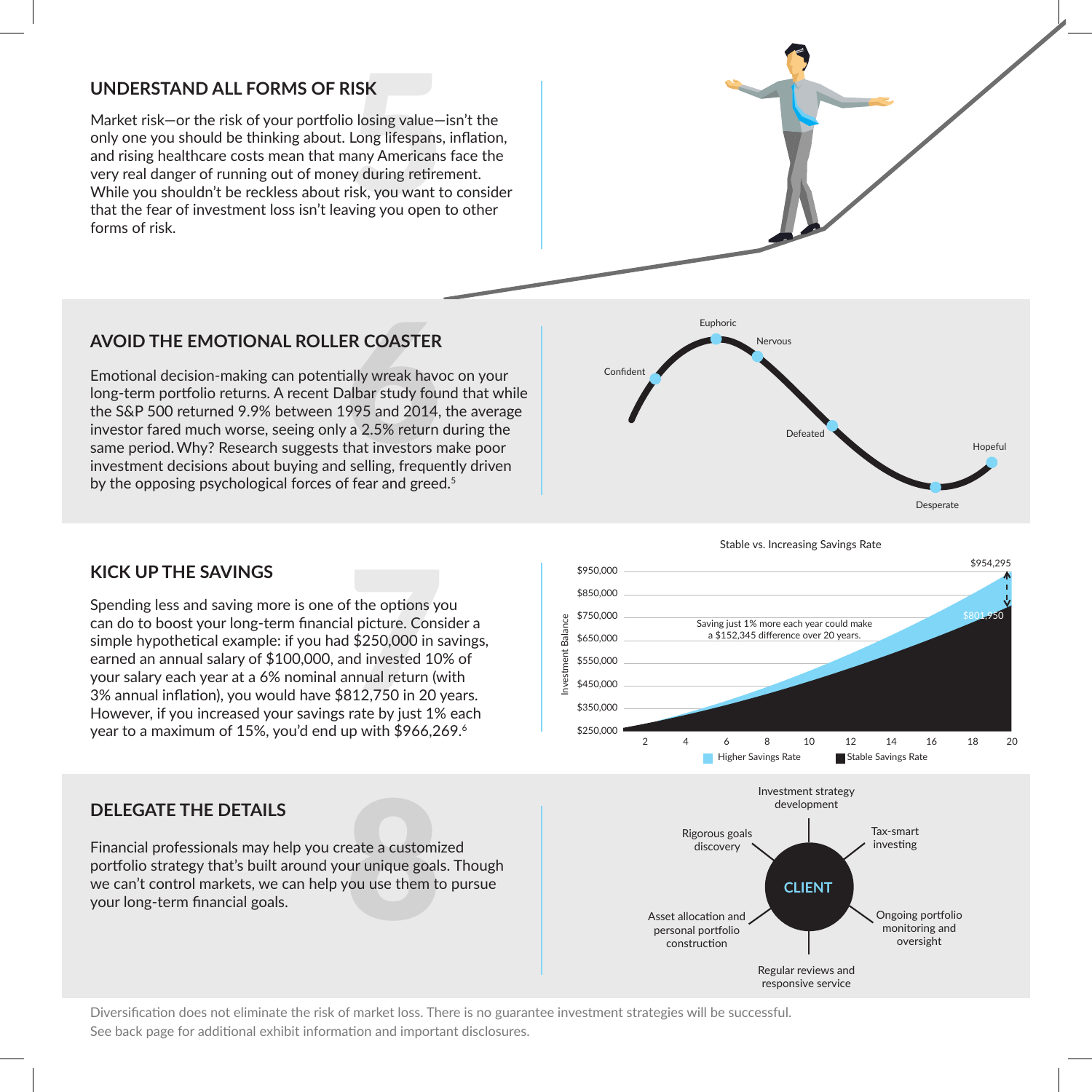## UNDERSTAND ALL FORMS OF RISK

Market risk—or the risk of your portfolio losing value—isn't the only one you should be thinking about. Long lifespans, inflation, and rising healthcare costs mean that many Americans face the very real danger of running out of money during retirement. While you shouldn't be reckless about risk, you want to consider that the fear of investment loss isn't leaving you open to other forms of risk.

## AVOID THE EMOTIONAL ROLLER COASTER

Emotional decision-making can potentially wreak havoc on your long-term portfolio returns. A recent Dalbar study found that while the S&P 500 returned 9.9% between 1995 and 2014, the average investor fared much worse, seeing only a 2.5% return during the same period. Why? Research suggests that investors make poor investment decisions about buying and selling, frequently driven by the opposing psychological forces of fear and greed.[5]

Confident — Euphoric — Nervous — Defeated — Desperate — Hopeful

## KICK UP THE SAVINGS

Spending less and saving more is one of the options you can do to boost your long-term financial picture. Consider a simple hypothetical example: if you had $250,000 in savings, earned an annual salary of $100,000, and invested 10% of your salary each year at a 6% nominal annual return (with 3% annual inflation), you would have $812,750 in 20 years. However, if you increased your savings rate by just 1% each year to a maximum of 15%, you'd end up with $966,269.[6]

**Stable vs. Increasing Savings Rate**

Saving just 1% more each year could make a $152,345 difference over 20 years.

Higher Savings Rate: $954,295 — Stable Savings Rate: $801,950 (Investment Balance, years 2–20)

## DELEGATE THE DETAILS

Financial professionals may help you create a customized portfolio strategy that's built around your unique goals. Though we can't control markets, we can help you use them to pursue your long-term financial goals.

**CLIENT**

- Investment strategy development
- Tax-smart investing
- Ongoing portfolio monitoring and oversight
- Regular reviews and responsive service
- Asset allocation and personal portfolio construction
- Rigorous goals discovery

Diversification does not eliminate the risk of market loss. There is no guarantee investment strategies will be successful.
See back page for additional exhibit information and important disclosures.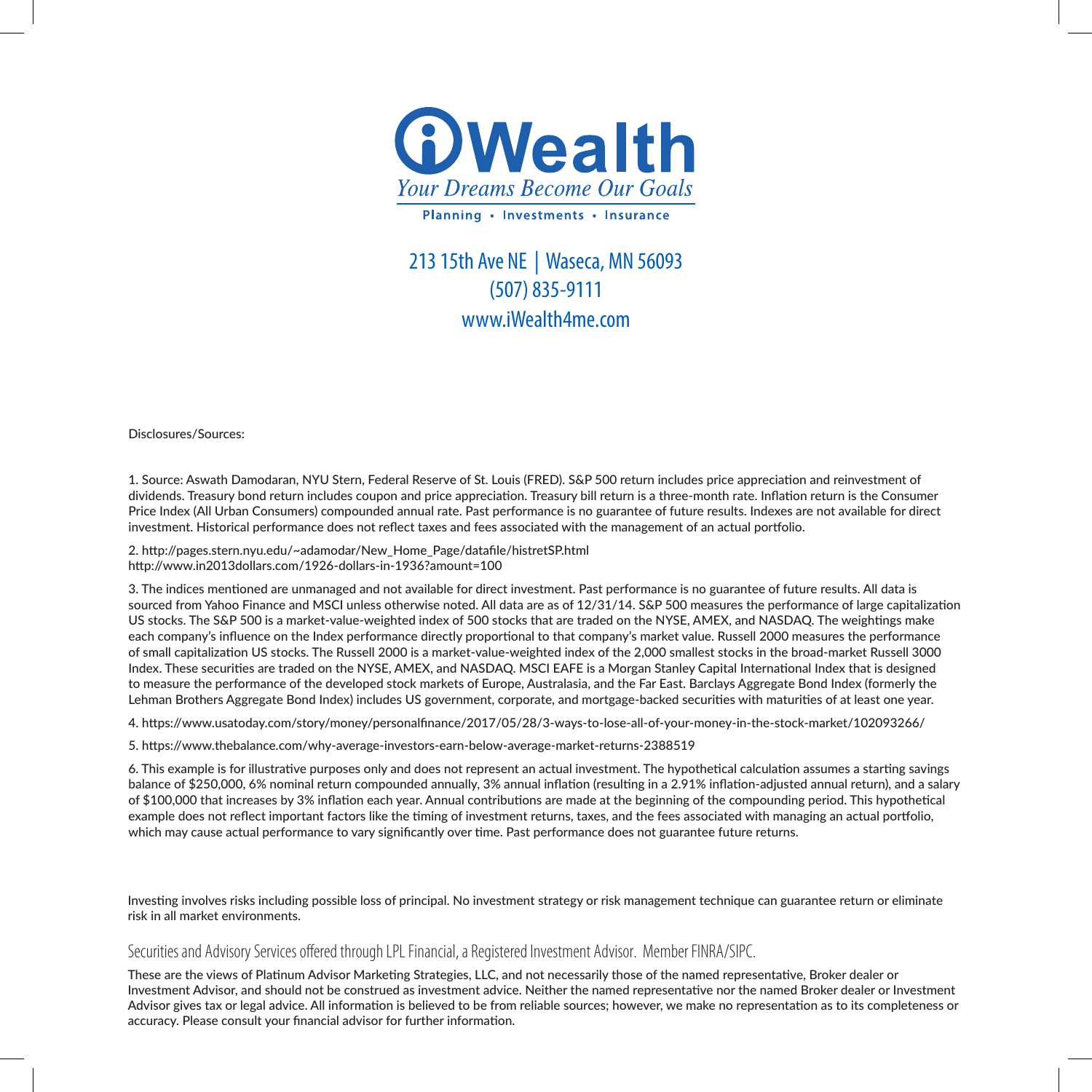# iWealth

*Your Dreams Become Our Goals*

Planning • Investments • Insurance

213 15th Ave NE | Waseca, MN 56093

(507) 835-9111

www.iWealth4me.com

Disclosures/Sources:

1. Source: Aswath Damodaran, NYU Stern, Federal Reserve of St. Louis (FRED). S&P 500 return includes price appreciation and reinvestment of dividends. Treasury bond return includes coupon and price appreciation. Treasury bill return is a three-month rate. Inflation return is the Consumer Price Index (All Urban Consumers) compounded annual rate. Past performance is no guarantee of future results. Indexes are not available for direct investment. Historical performance does not reflect taxes and fees associated with the management of an actual portfolio.

2. http://pages.stern.nyu.edu/~adamodar/New_Home_Page/datafile/histretSP.html
http://www.in2013dollars.com/1926-dollars-in-1936?amount=100

3. The indices mentioned are unmanaged and not available for direct investment. Past performance is no guarantee of future results. All data is sourced from Yahoo Finance and MSCI unless otherwise noted. All data are as of 12/31/14. S&P 500 measures the performance of large capitalization US stocks. The S&P 500 is a market-value-weighted index of 500 stocks that are traded on the NYSE, AMEX, and NASDAQ. The weightings make each company's influence on the Index performance directly proportional to that company's market value. Russell 2000 measures the performance of small capitalization US stocks. The Russell 2000 is a market-value-weighted index of the 2,000 smallest stocks in the broad-market Russell 3000 Index. These securities are traded on the NYSE, AMEX, and NASDAQ. MSCI EAFE is a Morgan Stanley Capital International Index that is designed to measure the performance of the developed stock markets of Europe, Australasia, and the Far East. Barclays Aggregate Bond Index (formerly the Lehman Brothers Aggregate Bond Index) includes US government, corporate, and mortgage-backed securities with maturities of at least one year.

4. https://www.usatoday.com/story/money/personalfinance/2017/05/28/3-ways-to-lose-all-of-your-money-in-the-stock-market/102093266/

5. https://www.thebalance.com/why-average-investors-earn-below-average-market-returns-2388519

6. This example is for illustrative purposes only and does not represent an actual investment. The hypothetical calculation assumes a starting savings balance of $250,000, 6% nominal return compounded annually, 3% annual inflation (resulting in a 2.91% inflation-adjusted annual return), and a salary of $100,000 that increases by 3% inflation each year. Annual contributions are made at the beginning of the compounding period. This hypothetical example does not reflect important factors like the timing of investment returns, taxes, and the fees associated with managing an actual portfolio, which may cause actual performance to vary significantly over time. Past performance does not guarantee future returns.

Investing involves risks including possible loss of principal. No investment strategy or risk management technique can guarantee return or eliminate risk in all market environments.

Securities and Advisory Services offered through LPL Financial, a Registered Investment Advisor. Member FINRA/SIPC.

These are the views of Platinum Advisor Marketing Strategies, LLC, and not necessarily those of the named representative, Broker dealer or Investment Advisor, and should not be construed as investment advice. Neither the named representative nor the named Broker dealer or Investment Advisor gives tax or legal advice. All information is believed to be from reliable sources; however, we make no representation as to its completeness or accuracy. Please consult your financial advisor for further information.